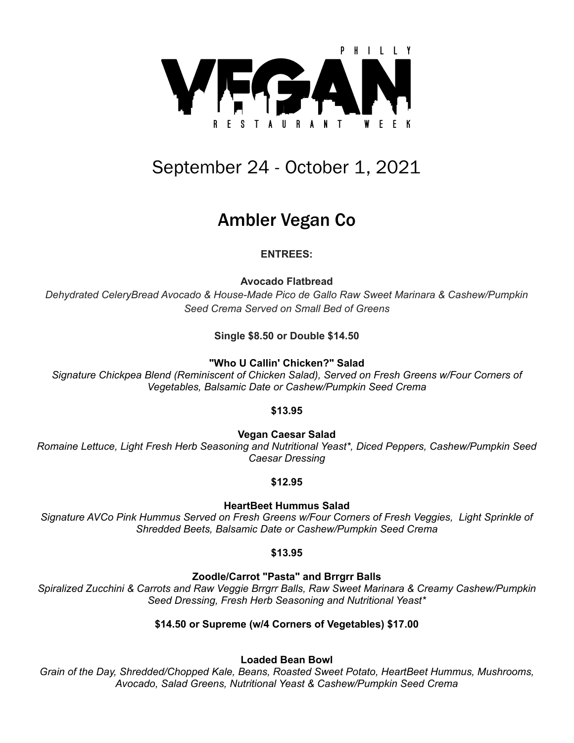# PHILLY VEGAN RESTAURANT WEEK

## September 24 - October 1, 2021

## Ambler Vegan Co

**ENTREES:**

**Avocado Flatbread**

*Dehydrated CeleryBread Avocado & House-Made Pico de Gallo Raw Sweet Marinara & Cashew/Pumpkin Seed Crema Served on Small Bed of Greens*

**Single $8.50 or Double $14.50**

**"Who U Callin' Chicken?" Salad**

*Signature Chickpea Blend (Reminiscent of Chicken Salad), Served on Fresh Greens w/Four Corners of Vegetables, Balsamic Date or Cashew/Pumpkin Seed Crema*

**$13.95**

**Vegan Caesar Salad**

*Romaine Lettuce, Light Fresh Herb Seasoning and Nutritional Yeast*, Diced Peppers, Cashew/Pumpkin Seed Caesar Dressing*

**$12.95**

**HeartBeet Hummus Salad**

*Signature AVCo Pink Hummus Served on Fresh Greens w/Four Corners of Fresh Veggies, Light Sprinkle of Shredded Beets, Balsamic Date or Cashew/Pumpkin Seed Crema*

**$13.95**

**Zoodle/Carrot "Pasta" and Brrgrr Balls**

*Spiralized Zucchini & Carrots and Raw Veggie Brrgrr Balls, Raw Sweet Marinara & Creamy Cashew/Pumpkin Seed Dressing, Fresh Herb Seasoning and Nutritional Yeast**

**$14.50 or Supreme (w/4 Corners of Vegetables) $17.00**

**Loaded Bean Bowl**

*Grain of the Day, Shredded/Chopped Kale, Beans, Roasted Sweet Potato, HeartBeet Hummus, Mushrooms, Avocado, Salad Greens, Nutritional Yeast & Cashew/Pumpkin Seed Crema*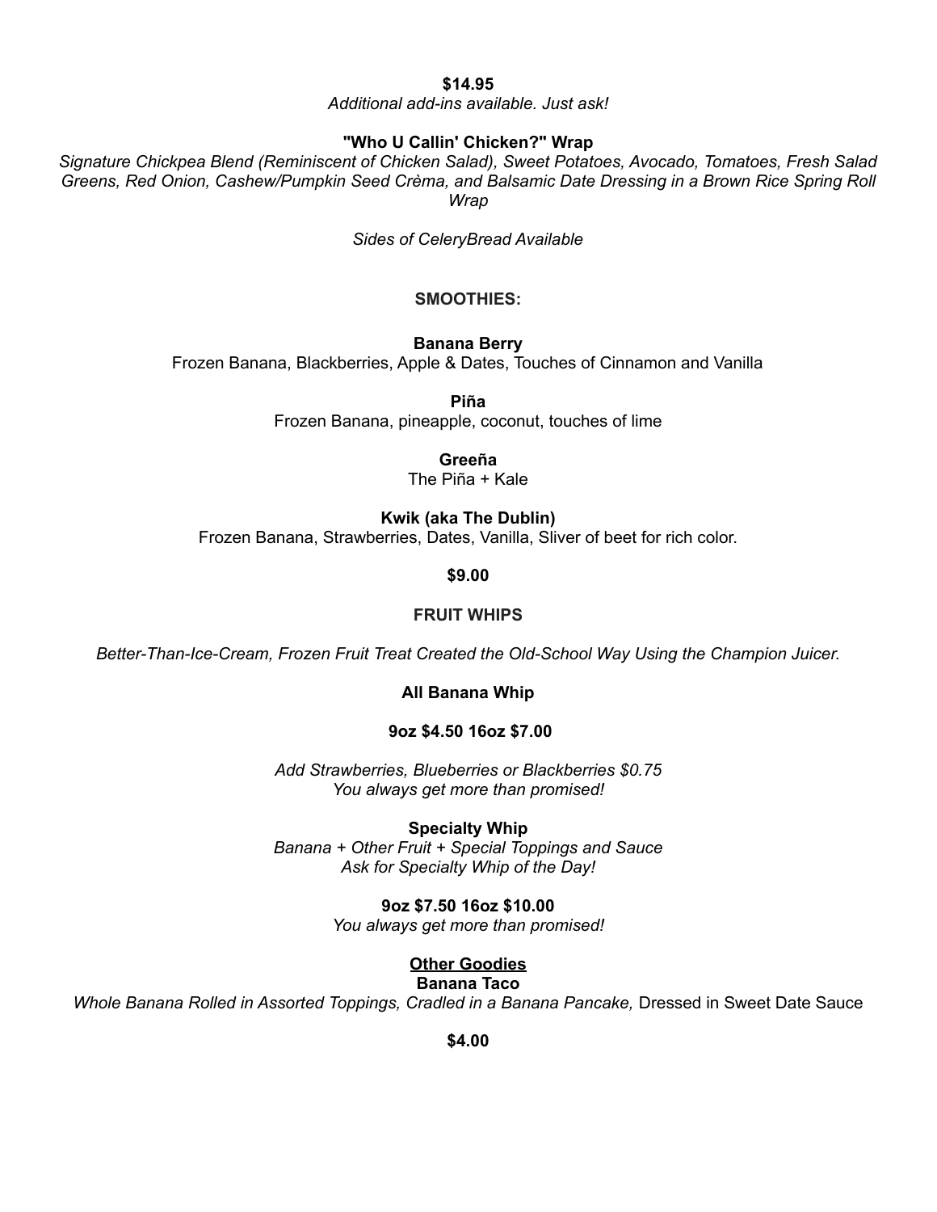**$14.95**

*Additional add-ins available. Just ask!*

**"Who U Callin' Chicken?" Wrap**

*Signature Chickpea Blend (Reminiscent of Chicken Salad), Sweet Potatoes, Avocado, Tomatoes, Fresh Salad Greens, Red Onion, Cashew/Pumpkin Seed Crèma, and Balsamic Date Dressing in a Brown Rice Spring Roll Wrap*

*Sides of CeleryBread Available*

## SMOOTHIES:

**Banana Berry**

Frozen Banana, Blackberries, Apple & Dates, Touches of Cinnamon and Vanilla

**Piña**

Frozen Banana, pineapple, coconut, touches of lime

**Greeña**

The Piña + Kale

**Kwik (aka The Dublin)**

Frozen Banana, Strawberries, Dates, Vanilla, Sliver of beet for rich color.

**$9.00**

## FRUIT WHIPS

*Better-Than-Ice-Cream, Frozen Fruit Treat Created the Old-School Way Using the Champion Juicer.*

**All Banana Whip**

**9oz $4.50 16oz $7.00**

*Add Strawberries, Blueberries or Blackberries $0.75*
*You always get more than promised!*

**Specialty Whip**

*Banana + Other Fruit + Special Toppings and Sauce*
*Ask for Specialty Whip of the Day!*

**9oz $7.50 16oz $10.00**

*You always get more than promised!*

## Other Goodies

**Banana Taco**

*Whole Banana Rolled in Assorted Toppings, Cradled in a Banana Pancake,* Dressed in Sweet Date Sauce

**$4.00**